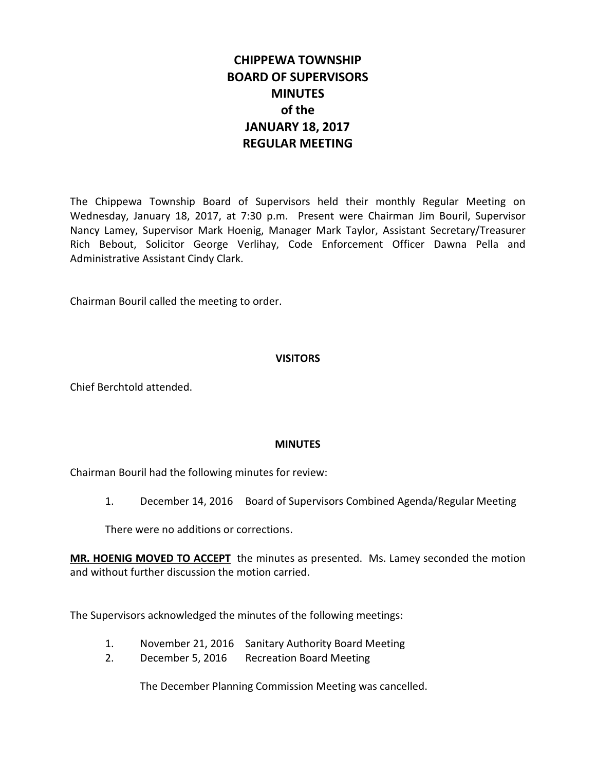# CHIPPEWA TOWNSHIP
# BOARD OF SUPERVISORS
# MINUTES
# of the
# JANUARY 18, 2017
# REGULAR MEETING

The Chippewa Township Board of Supervisors held their monthly Regular Meeting on Wednesday, January 18, 2017, at 7:30 p.m. Present were Chairman Jim Bouril, Supervisor Nancy Lamey, Supervisor Mark Hoenig, Manager Mark Taylor, Assistant Secretary/Treasurer Rich Bebout, Solicitor George Verlihay, Code Enforcement Officer Dawna Pella and Administrative Assistant Cindy Clark.

Chairman Bouril called the meeting to order.

## VISITORS

Chief Berchtold attended.

## MINUTES

Chairman Bouril had the following minutes for review:

1. December 14, 2016 Board of Supervisors Combined Agenda/Regular Meeting

   There were no additions or corrections.

**MR. HOENIG MOVED TO ACCEPT** the minutes as presented. Ms. Lamey seconded the motion and without further discussion the motion carried.

The Supervisors acknowledged the minutes of the following meetings:

1. November 21, 2016 Sanitary Authority Board Meeting
2. December 5, 2016 Recreation Board Meeting

   The December Planning Commission Meeting was cancelled.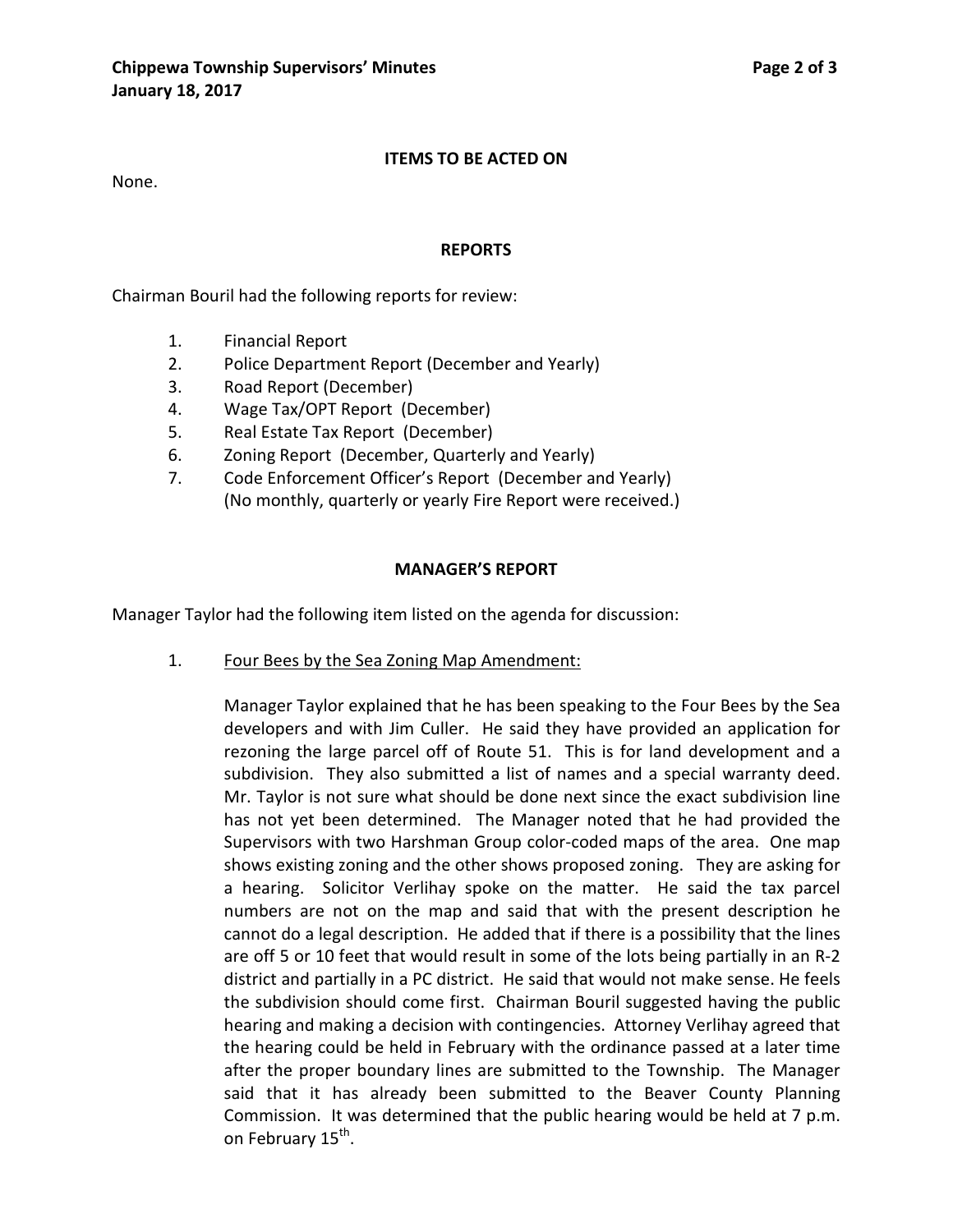**ITEMS TO BE ACTED ON**

None.

**REPORTS**

Chairman Bouril had the following reports for review:

1. Financial Report
2. Police Department Report (December and Yearly)
3. Road Report (December)
4. Wage Tax/OPT Report (December)
5. Real Estate Tax Report (December)
6. Zoning Report (December, Quarterly and Yearly)
7. Code Enforcement Officer's Report (December and Yearly)
   (No monthly, quarterly or yearly Fire Report were received.)

**MANAGER'S REPORT**

Manager Taylor had the following item listed on the agenda for discussion:

1. Four Bees by the Sea Zoning Map Amendment:

   Manager Taylor explained that he has been speaking to the Four Bees by the Sea developers and with Jim Culler. He said they have provided an application for rezoning the large parcel off of Route 51. This is for land development and a subdivision. They also submitted a list of names and a special warranty deed. Mr. Taylor is not sure what should be done next since the exact subdivision line has not yet been determined. The Manager noted that he had provided the Supervisors with two Harshman Group color-coded maps of the area. One map shows existing zoning and the other shows proposed zoning. They are asking for a hearing. Solicitor Verlihay spoke on the matter. He said the tax parcel numbers are not on the map and said that with the present description he cannot do a legal description. He added that if there is a possibility that the lines are off 5 or 10 feet that would result in some of the lots being partially in an R-2 district and partially in a PC district. He said that would not make sense. He feels the subdivision should come first. Chairman Bouril suggested having the public hearing and making a decision with contingencies. Attorney Verlihay agreed that the hearing could be held in February with the ordinance passed at a later time after the proper boundary lines are submitted to the Township. The Manager said that it has already been submitted to the Beaver County Planning Commission. It was determined that the public hearing would be held at 7 p.m. on February 15th.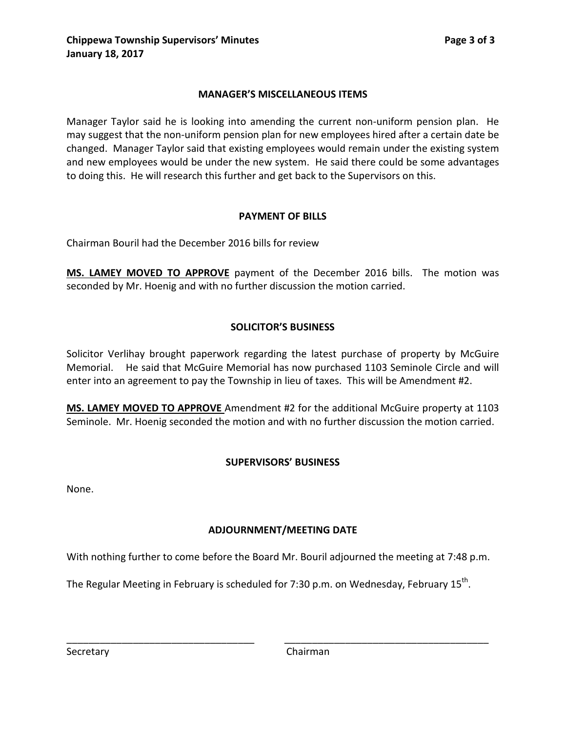## MANAGER'S MISCELLANEOUS ITEMS

Manager Taylor said he is looking into amending the current non-uniform pension plan. He may suggest that the non-uniform pension plan for new employees hired after a certain date be changed. Manager Taylor said that existing employees would remain under the existing system and new employees would be under the new system. He said there could be some advantages to doing this. He will research this further and get back to the Supervisors on this.

## PAYMENT OF BILLS

Chairman Bouril had the December 2016 bills for review

**MS. LAMEY MOVED TO APPROVE** payment of the December 2016 bills. The motion was seconded by Mr. Hoenig and with no further discussion the motion carried.

## SOLICITOR'S BUSINESS

Solicitor Verlihay brought paperwork regarding the latest purchase of property by McGuire Memorial. He said that McGuire Memorial has now purchased 1103 Seminole Circle and will enter into an agreement to pay the Township in lieu of taxes. This will be Amendment #2.

**MS. LAMEY MOVED TO APPROVE** Amendment #2 for the additional McGuire property at 1103 Seminole. Mr. Hoenig seconded the motion and with no further discussion the motion carried.

## SUPERVISORS' BUSINESS

None.

## ADJOURNMENT/MEETING DATE

With nothing further to come before the Board Mr. Bouril adjourned the meeting at 7:48 p.m.

The Regular Meeting in February is scheduled for 7:30 p.m. on Wednesday, February 15th.

___________________________________ ______________________________________

Secretary Chairman